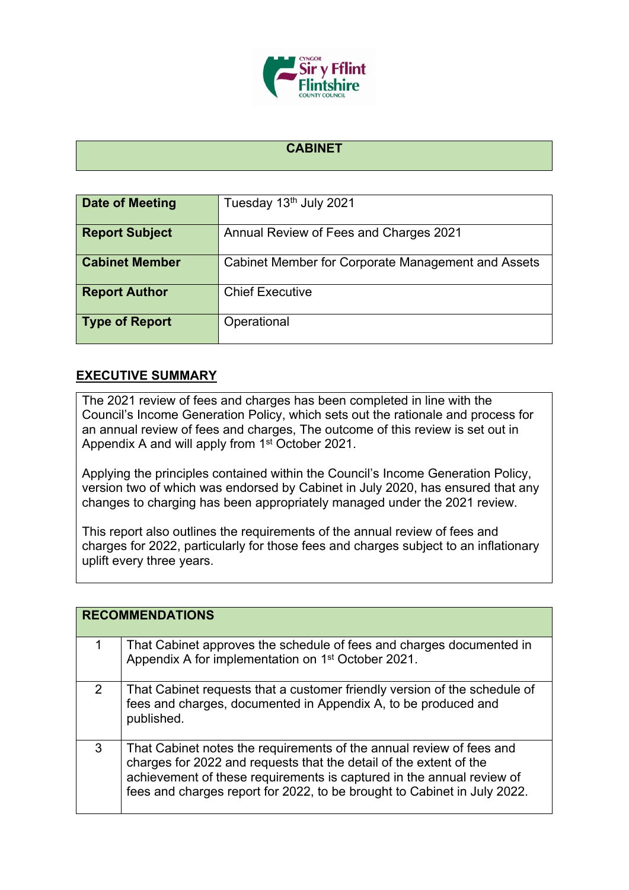# CABINET

| Date of Meeting | Tuesday 13th July 2021 |
|---|---|
| Report Subject | Annual Review of Fees and Charges 2021 |
| Cabinet Member | Cabinet Member for Corporate Management and Assets |
| Report Author | Chief Executive |
| Type of Report | Operational |

## EXECUTIVE SUMMARY

The 2021 review of fees and charges has been completed in line with the Council's Income Generation Policy, which sets out the rationale and process for an annual review of fees and charges, The outcome of this review is set out in Appendix A and will apply from 1st October 2021.

Applying the principles contained within the Council's Income Generation Policy, version two of which was endorsed by Cabinet in July 2020, has ensured that any changes to charging has been appropriately managed under the 2021 review.

This report also outlines the requirements of the annual review of fees and charges for 2022, particularly for those fees and charges subject to an inflationary uplift every three years.

| RECOMMENDATIONS | |
|---|---|
| 1 | That Cabinet approves the schedule of fees and charges documented in Appendix A for implementation on 1st October 2021. |
| 2 | That Cabinet requests that a customer friendly version of the schedule of fees and charges, documented in Appendix A, to be produced and published. |
| 3 | That Cabinet notes the requirements of the annual review of fees and charges for 2022 and requests that the detail of the extent of the achievement of these requirements is captured in the annual review of fees and charges report for 2022, to be brought to Cabinet in July 2022. |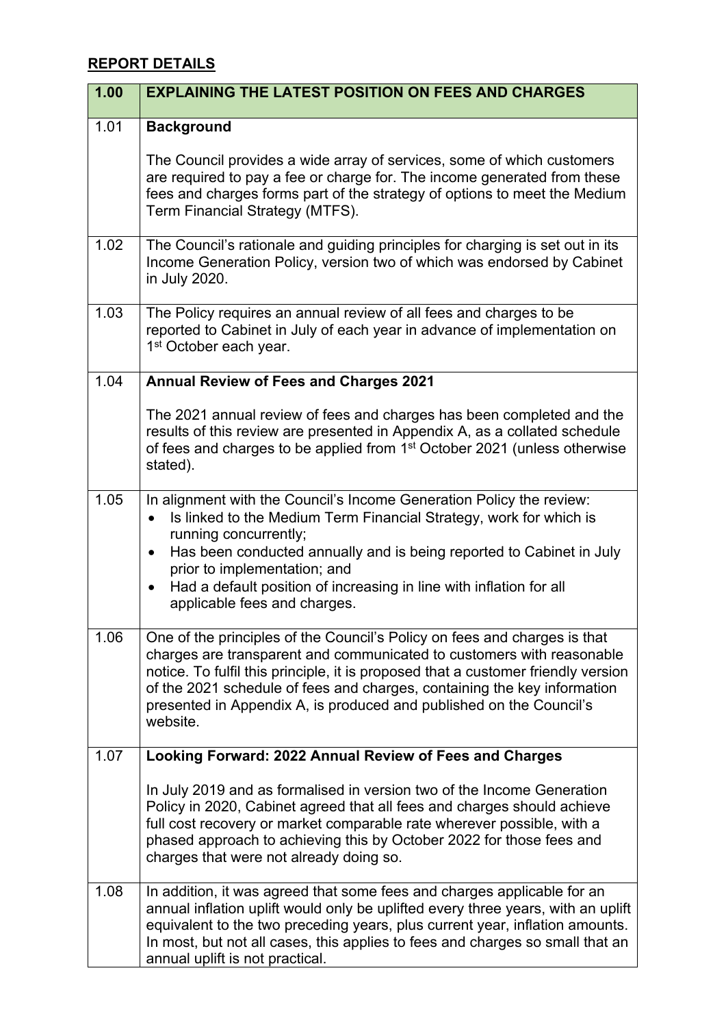## REPORT DETAILS

| 1.00 | EXPLAINING THE LATEST POSITION ON FEES AND CHARGES |
|---|---|
| 1.01 | **Background**<br><br>The Council provides a wide array of services, some of which customers are required to pay a fee or charge for. The income generated from these fees and charges forms part of the strategy of options to meet the Medium Term Financial Strategy (MTFS). |
| 1.02 | The Council's rationale and guiding principles for charging is set out in its Income Generation Policy, version two of which was endorsed by Cabinet in July 2020. |
| 1.03 | The Policy requires an annual review of all fees and charges to be reported to Cabinet in July of each year in advance of implementation on 1st October each year. |
| 1.04 | **Annual Review of Fees and Charges 2021**<br><br>The 2021 annual review of fees and charges has been completed and the results of this review are presented in Appendix A, as a collated schedule of fees and charges to be applied from 1st October 2021 (unless otherwise stated). |
| 1.05 | In alignment with the Council's Income Generation Policy the review:<br>• Is linked to the Medium Term Financial Strategy, work for which is running concurrently;<br>• Has been conducted annually and is being reported to Cabinet in July prior to implementation; and<br>• Had a default position of increasing in line with inflation for all applicable fees and charges. |
| 1.06 | One of the principles of the Council's Policy on fees and charges is that charges are transparent and communicated to customers with reasonable notice. To fulfil this principle, it is proposed that a customer friendly version of the 2021 schedule of fees and charges, containing the key information presented in Appendix A, is produced and published on the Council's website. |
| 1.07 | **Looking Forward: 2022 Annual Review of Fees and Charges**<br><br>In July 2019 and as formalised in version two of the Income Generation Policy in 2020, Cabinet agreed that all fees and charges should achieve full cost recovery or market comparable rate wherever possible, with a phased approach to achieving this by October 2022 for those fees and charges that were not already doing so. |
| 1.08 | In addition, it was agreed that some fees and charges applicable for an annual inflation uplift would only be uplifted every three years, with an uplift equivalent to the two preceding years, plus current year, inflation amounts. In most, but not all cases, this applies to fees and charges so small that an annual uplift is not practical. |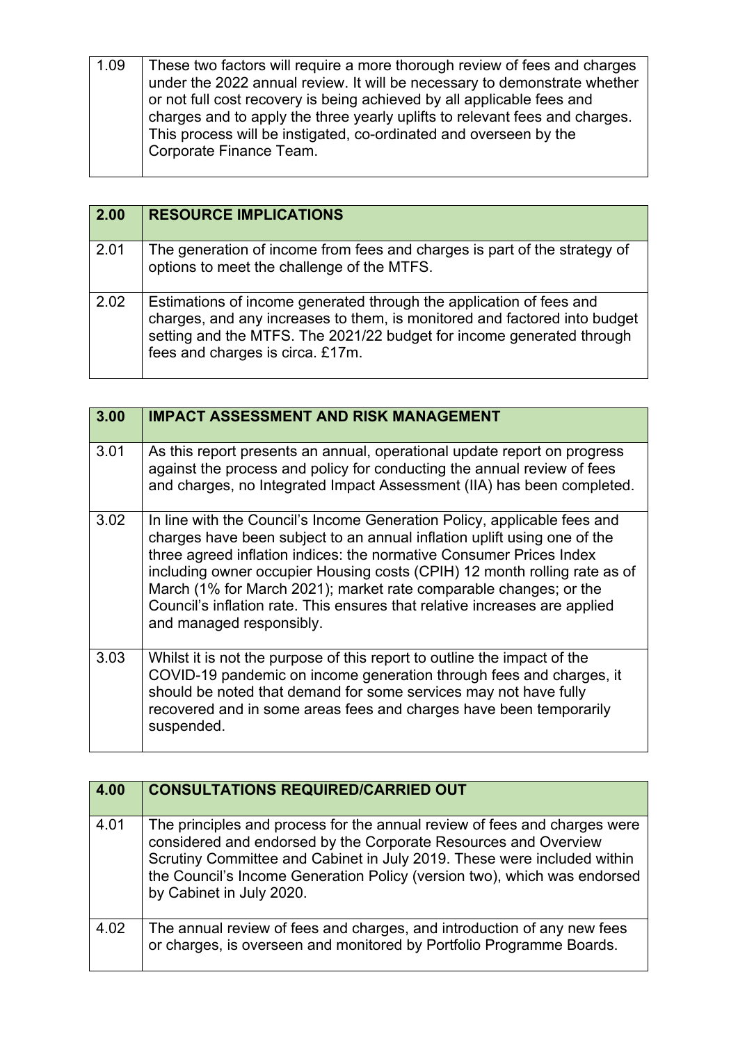| 1.09 | These two factors will require a more thorough review of fees and charges under the 2022 annual review. It will be necessary to demonstrate whether or not full cost recovery is being achieved by all applicable fees and charges and to apply the three yearly uplifts to relevant fees and charges. This process will be instigated, co-ordinated and overseen by the Corporate Finance Team. |
|---|---|

| **2.00** | **RESOURCE IMPLICATIONS** |
|---|---|
| 2.01 | The generation of income from fees and charges is part of the strategy of options to meet the challenge of the MTFS. |
| 2.02 | Estimations of income generated through the application of fees and charges, and any increases to them, is monitored and factored into budget setting and the MTFS. The 2021/22 budget for income generated through fees and charges is circa. £17m. |

| **3.00** | **IMPACT ASSESSMENT AND RISK MANAGEMENT** |
|---|---|
| 3.01 | As this report presents an annual, operational update report on progress against the process and policy for conducting the annual review of fees and charges, no Integrated Impact Assessment (IIA) has been completed. |
| 3.02 | In line with the Council's Income Generation Policy, applicable fees and charges have been subject to an annual inflation uplift using one of the three agreed inflation indices: the normative Consumer Prices Index including owner occupier Housing costs (CPIH) 12 month rolling rate as of March (1% for March 2021); market rate comparable changes; or the Council's inflation rate. This ensures that relative increases are applied and managed responsibly. |
| 3.03 | Whilst it is not the purpose of this report to outline the impact of the COVID-19 pandemic on income generation through fees and charges, it should be noted that demand for some services may not have fully recovered and in some areas fees and charges have been temporarily suspended. |

| **4.00** | **CONSULTATIONS REQUIRED/CARRIED OUT** |
|---|---|
| 4.01 | The principles and process for the annual review of fees and charges were considered and endorsed by the Corporate Resources and Overview Scrutiny Committee and Cabinet in July 2019. These were included within the Council's Income Generation Policy (version two), which was endorsed by Cabinet in July 2020. |
| 4.02 | The annual review of fees and charges, and introduction of any new fees or charges, is overseen and monitored by Portfolio Programme Boards. |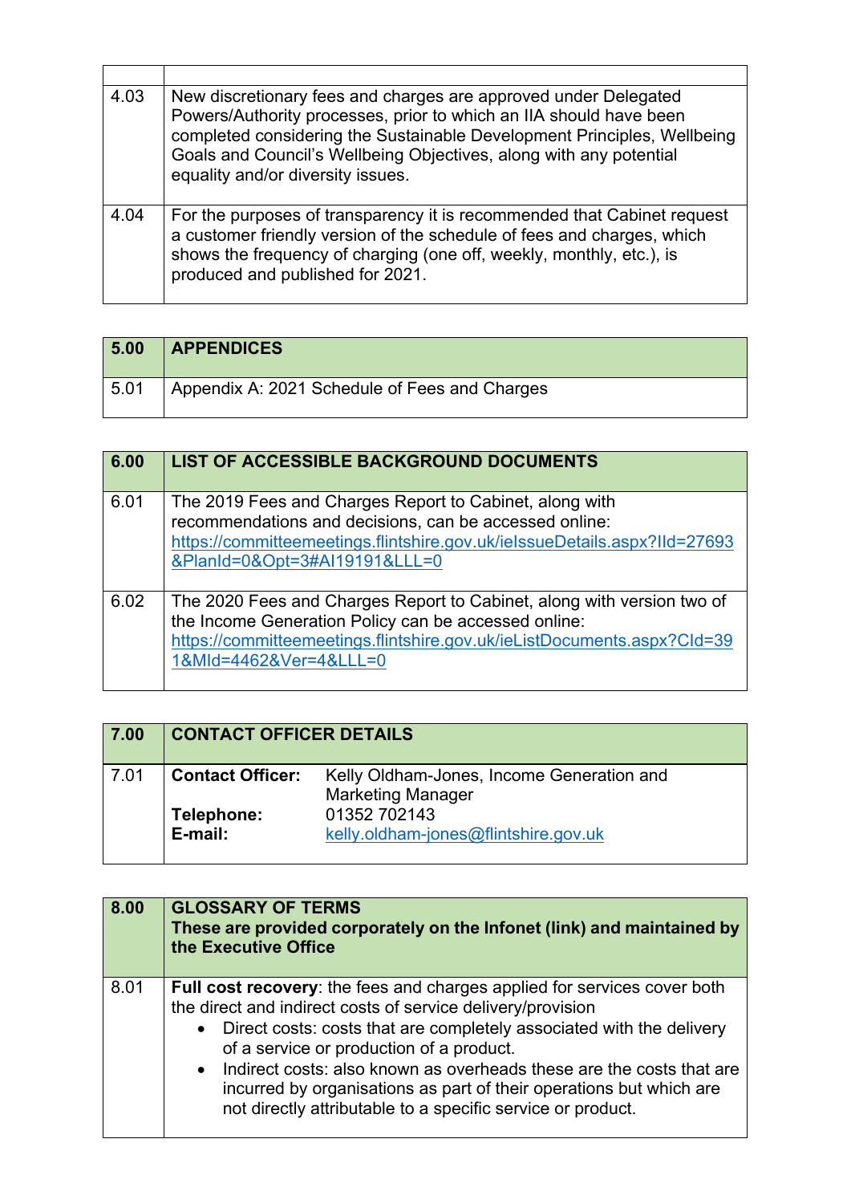| | |
|---|---|
| 4.03 | New discretionary fees and charges are approved under Delegated Powers/Authority processes, prior to which an IIA should have been completed considering the Sustainable Development Principles, Wellbeing Goals and Council's Wellbeing Objectives, along with any potential equality and/or diversity issues. |
| 4.04 | For the purposes of transparency it is recommended that Cabinet request a customer friendly version of the schedule of fees and charges, which shows the frequency of charging (one off, weekly, monthly, etc.), is produced and published for 2021. |

| **5.00** | **APPENDICES** |
|---|---|
| 5.01 | Appendix A: 2021 Schedule of Fees and Charges |

| **6.00** | **LIST OF ACCESSIBLE BACKGROUND DOCUMENTS** |
|---|---|
| 6.01 | The 2019 Fees and Charges Report to Cabinet, along with recommendations and decisions, can be accessed online: https://committeemeetings.flintshire.gov.uk/ieIssueDetails.aspx?IId=27693&PlanId=0&Opt=3#AI19191&LLL=0 |
| 6.02 | The 2020 Fees and Charges Report to Cabinet, along with version two of the Income Generation Policy can be accessed online: https://committeemeetings.flintshire.gov.uk/ieListDocuments.aspx?CId=391&MId=4462&Ver=4&LLL=0 |

| **7.00** | **CONTACT OFFICER DETAILS** |
|---|---|
| 7.01 | **Contact Officer:** Kelly Oldham-Jones, Income Generation and Marketing Manager<br>**Telephone:** 01352 702143<br>**E-mail:** kelly.oldham-jones@flintshire.gov.uk |

| **8.00** | **GLOSSARY OF TERMS**<br>**These are provided corporately on the Infonet (link) and maintained by the Executive Office** |
|---|---|
| 8.01 | **Full cost recovery**: the fees and charges applied for services cover both the direct and indirect costs of service delivery/provision<br>• Direct costs: costs that are completely associated with the delivery of a service or production of a product.<br>• Indirect costs: also known as overheads these are the costs that are incurred by organisations as part of their operations but which are not directly attributable to a specific service or product. |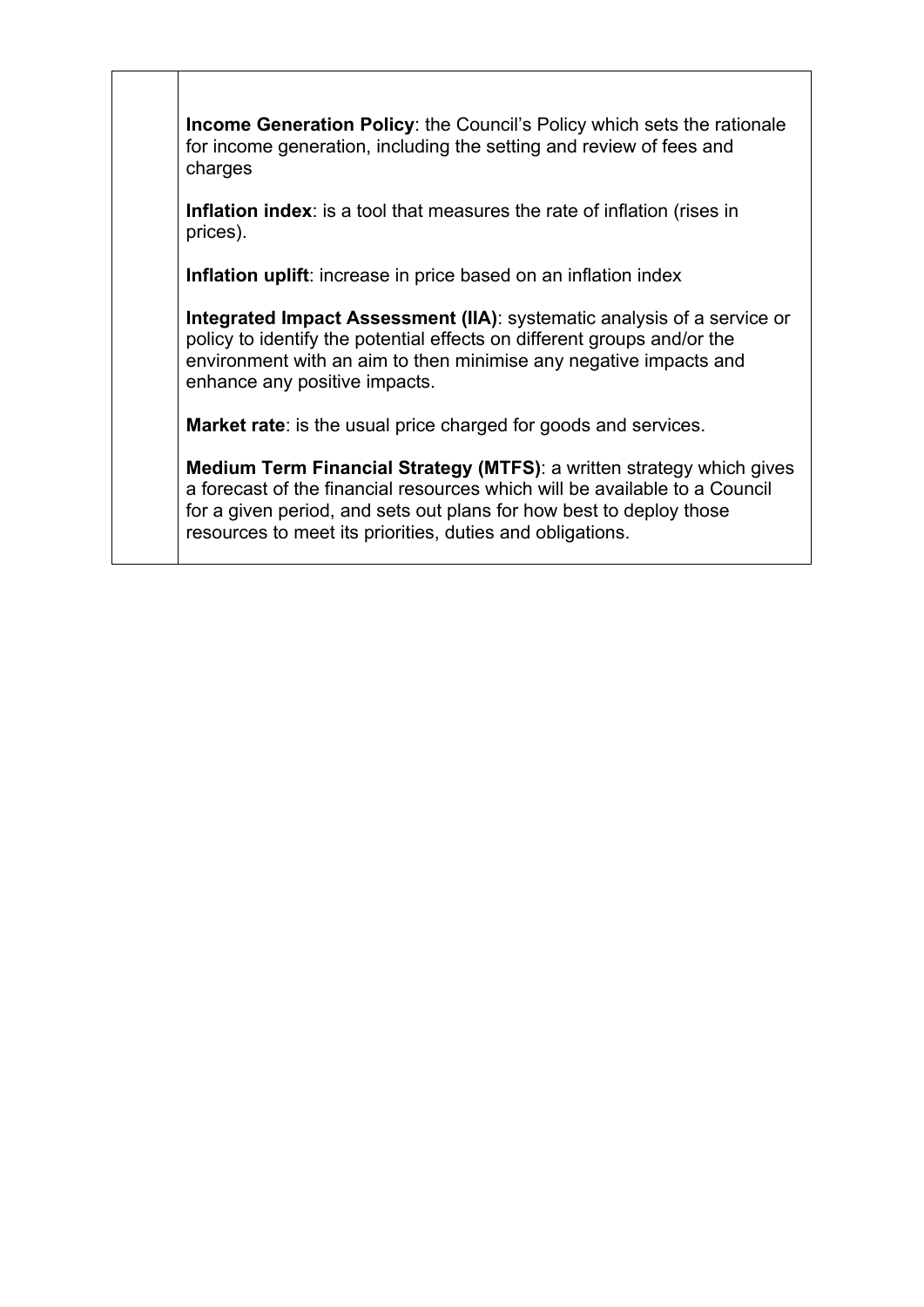| | |
|---|---|
| | **Income Generation Policy**: the Council's Policy which sets the rationale for income generation, including the setting and review of fees and charges<br><br>**Inflation index**: is a tool that measures the rate of inflation (rises in prices).<br><br>**Inflation uplift**: increase in price based on an inflation index<br><br>**Integrated Impact Assessment (IIA)**: systematic analysis of a service or policy to identify the potential effects on different groups and/or the environment with an aim to then minimise any negative impacts and enhance any positive impacts.<br><br>**Market rate**: is the usual price charged for goods and services.<br><br>**Medium Term Financial Strategy (MTFS)**: a written strategy which gives a forecast of the financial resources which will be available to a Council for a given period, and sets out plans for how best to deploy those resources to meet its priorities, duties and obligations. |